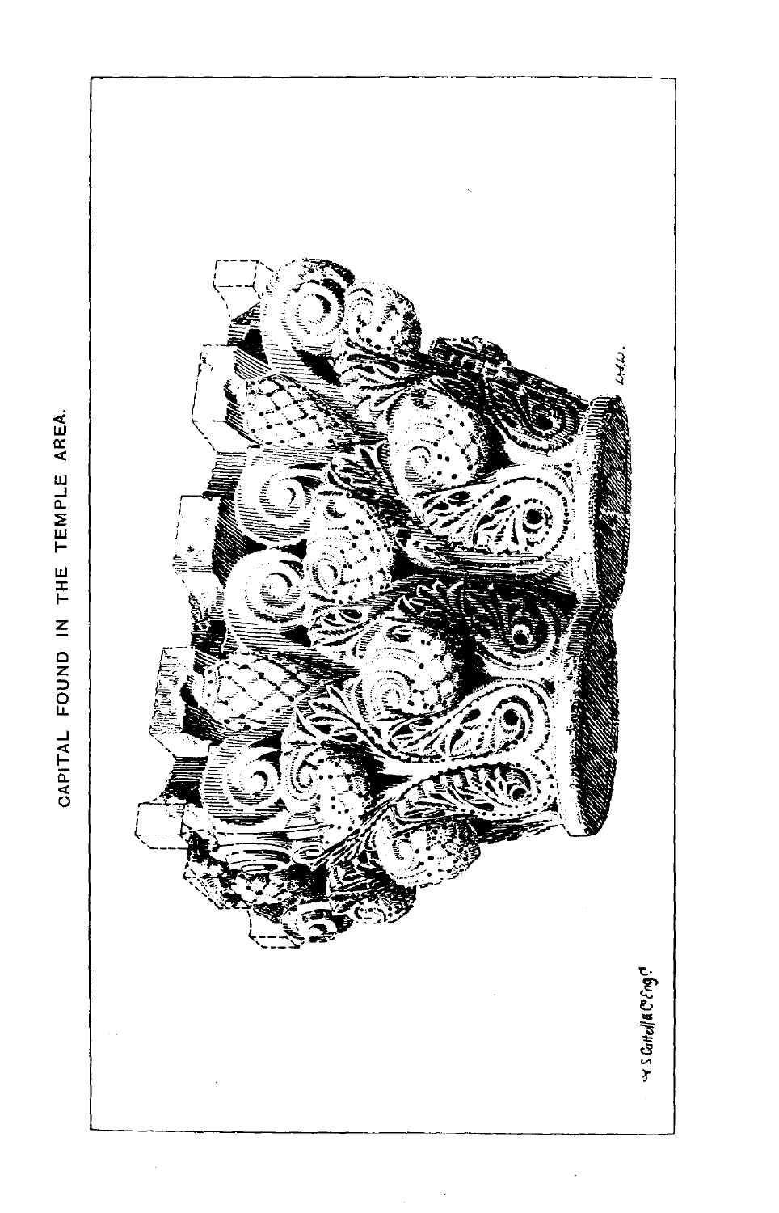CAPITAL FOUND IN THE TEMPLE AREA.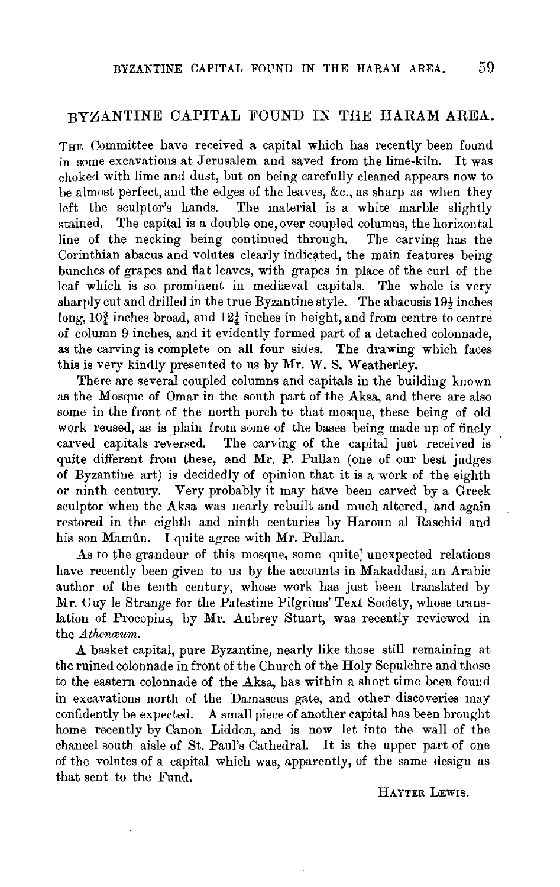# BYZANTINE CAPITAL FOUND IN THE HARAM AREA.

THE Committee have received a capital which has recently been found in some excavations at Jerusalem and saved from the lime-kiln. It was choked with lime and dust, but on being carefully cleaned appears now to be almost perfect, and the edges of the leaves, &c., as sharp as when they left the sculptor's hands. The material is a white marble slightly stained. The capital is a double one, over coupled columns, the horizontal line of the necking being continued through. The carving has the Corinthian abacus and volutes clearly indicated, the main features being bunches of grapes and flat leaves, with grapes in place of the curl of the leaf which is so prominent in mediæval capitals. The whole is very sharply cut and drilled in the true Byzantine style. The abacusis $19\frac{1}{2}$ inches long, $10\frac{3}{4}$ inches broad, and $12\frac{1}{4}$ inches in height, and from centre to centre of column 9 inches, and it evidently formed part of a detached colonnade, as the carving is complete on all four sides. The drawing which faces this is very kindly presented to us by Mr. W. S. Weatherley.

There are several coupled columns and capitals in the building known as the Mosque of Omar in the south part of the Aksa, and there are also some in the front of the north porch to that mosque, these being of old work reused, as is plain from some of the bases being made up of finely carved capitals reversed. The carving of the capital just received is quite different from these, and Mr. P. Pullan (one of our best judges of Byzantine art) is decidedly of opinion that it is a work of the eighth or ninth century. Very probably it may have been carved by a Greek sculptor when the Aksa was nearly rebuilt and much altered, and again restored in the eighth and ninth centuries by Haroun al Raschid and his son Mamûn. I quite agree with Mr. Pullan.

As to the grandeur of this mosque, some quite unexpected relations have recently been given to us by the accounts in Makaddasi, an Arabic author of the tenth century, whose work has just been translated by Mr. Guy le Strange for the Palestine Pilgrims' Text Society, whose translation of Procopius, by Mr. Aubrey Stuart, was recently reviewed in the *Athenæum*.

A basket capital, pure Byzantine, nearly like those still remaining at the ruined colonnade in front of the Church of the Holy Sepulchre and those to the eastern colonnade of the Aksa, has within a short time been found in excavations north of the Damascus gate, and other discoveries may confidently be expected. A small piece of another capital has been brought home recently by Canon Liddon, and is now let into the wall of the chancel south aisle of St. Paul's Cathedral. It is the upper part of one of the volutes of a capital which was, apparently, of the same design as that sent to the Fund.

HAYTER LEWIS.